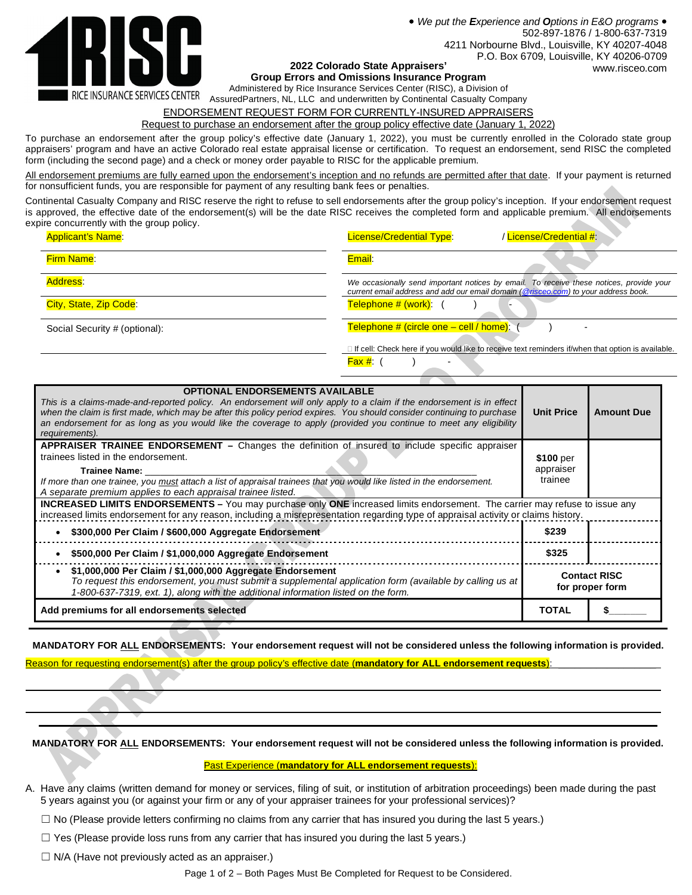RISC — RICE INSURANCE SERVICES CENTER

• *We put the **E**xperience and **O**ptions in E&O programs* •
502-897-1876 / 1-800-637-7319
4211 Norbourne Blvd., Louisville, KY 40207-4048
P.O. Box 6709, Louisville, KY 40206-0709
www.risceo.com

**2022 Colorado State Appraisers'**
**Group Errors and Omissions Insurance Program**
Administered by Rice Insurance Services Center (RISC), a Division of AssuredPartners, NL, LLC and underwritten by Continental Casualty Company

ENDORSEMENT REQUEST FORM FOR CURRENTLY-INSURED APPRAISERS
Request to purchase an endorsement after the group policy effective date (January 1, 2022)

To purchase an endorsement after the group policy's effective date (January 1, 2022), you must be currently enrolled in the Colorado state group appraisers' program and have an active Colorado real estate appraisal license or certification. To request an endorsement, send RISC the completed form (including the second page) and a check or money order payable to RISC for the applicable premium.

All endorsement premiums are fully earned upon the endorsement's inception and no refunds are permitted after that date. If your payment is returned for nonsufficient funds, you are responsible for payment of any resulting bank fees or penalties.

Continental Casualty Company and RISC reserve the right to refuse to sell endorsements after the group policy's inception. If your endorsement request is approved, the effective date of the endorsement(s) will be the date RISC receives the completed form and applicable premium. All endorsements expire concurrently with the group policy.

| | |
|---|---|
| Applicant's Name: | License/Credential Type: / License/Credential #: |
| Firm Name: | Email: |
| Address: | *We occasionally send important notices by email. To receive these notices, provide your current email address and add our email domain (@risceo.com) to your address book.* |
| City, State, Zip Code: | Telephone # (work): ( ) - |
| Social Security # (optional): | Telephone # (circle one – cell / home): ( ) - |
| | ☐ If cell: Check here if you would like to receive text reminders if/when that option is available. |
| | Fax #: ( ) - |

| OPTIONAL ENDORSEMENTS AVAILABLE<br>*This is a claims-made-and-reported policy. An endorsement will only apply to a claim if the endorsement is in effect when the claim is first made, which may be after this policy period expires. You should consider continuing to purchase an endorsement for as long as you would like the coverage to apply (provided you continue to meet any eligibility requirements).* | Unit Price | Amount Due |
|---|---|---|
| **APPRAISER TRAINEE ENDORSEMENT –** Changes the definition of insured to include specific appraiser trainees listed in the endorsement.<br>**Trainee Name:** ____________<br>*If more than one trainee, you must attach a list of appraisal trainees that you would like listed in the endorsement. A separate premium applies to each appraisal trainee listed.* | **$100** per appraiser trainee | |
| **INCREASED LIMITS ENDORSEMENTS –** You may purchase only **ONE** increased limits endorsement. The carrier may refuse to issue any increased limits endorsement for any reason, including a misrepresentation regarding type of appraisal activity or claims history. | | |
| • **$300,000 Per Claim / $600,000 Aggregate Endorsement** | **$239** | |
| • **$500,000 Per Claim / $1,000,000 Aggregate Endorsement** | **$325** | |
| • **$1,000,000 Per Claim / $1,000,000 Aggregate Endorsement**<br>*To request this endorsement, you must submit a supplemental application form (available by calling us at 1-800-637-7319, ext. 1), along with the additional information listed on the form.* | **Contact RISC for proper form** | |
| **Add premiums for all endorsements selected** | **TOTAL** | **$______** |

**MANDATORY FOR ALL ENDORSEMENTS: Your endorsement request will not be considered unless the following information is provided.**

Reason for requesting endorsement(s) after the group policy's effective date (**mandatory for ALL endorsement requests**): ____________________

______________________________________________

______________________________________________

**MANDATORY FOR ALL ENDORSEMENTS: Your endorsement request will not be considered unless the following information is provided.**

Past Experience (**mandatory for ALL endorsement requests**):

A. Have any claims (written demand for money or services, filing of suit, or institution of arbitration proceedings) been made during the past 5 years against you (or against your firm or any of your appraiser trainees for your professional services)?

☐ No (Please provide letters confirming no claims from any carrier that has insured you during the last 5 years.)

☐ Yes (Please provide loss runs from any carrier that has insured you during the last 5 years.)

☐ N/A (Have not previously acted as an appraiser.)

Both Pages Must Be Completed for Request to be Considered.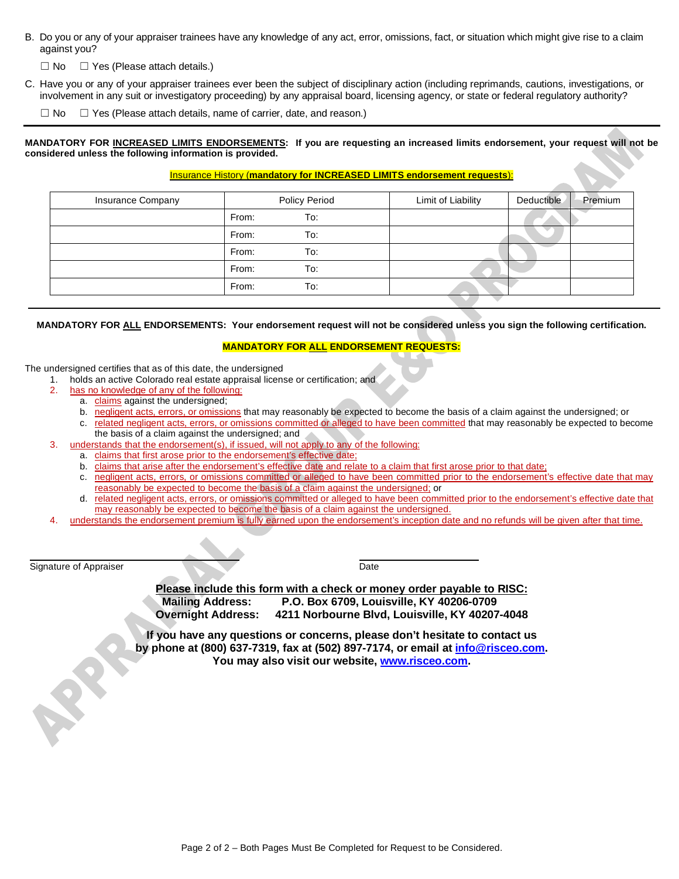B. Do you or any of your appraiser trainees have any knowledge of any act, error, omissions, fact, or situation which might give rise to a claim against you?

☐ No ☐ Yes (Please attach details.)

C. Have you or any of your appraiser trainees ever been the subject of disciplinary action (including reprimands, cautions, investigations, or involvement in any suit or investigatory proceeding) by any appraisal board, licensing agency, or state or federal regulatory authority?

☐ No ☐ Yes (Please attach details, name of carrier, date, and reason.)

---

**MANDATORY FOR INCREASED LIMITS ENDORSEMENTS: If you are requesting an increased limits endorsement, your request will not be considered unless the following information is provided.**

Insurance History (**mandatory for INCREASED LIMITS endorsement requests**):

| Insurance Company | Policy Period | Limit of Liability | Deductible | Premium |
|---|---|---|---|---|
| | From: To: | | | |
| | From: To: | | | |
| | From: To: | | | |
| | From: To: | | | |
| | From: To: | | | |

---

**MANDATORY FOR ALL ENDORSEMENTS: Your endorsement request will not be considered unless you sign the following certification.**

**MANDATORY FOR ALL ENDORSEMENT REQUESTS:**

The undersigned certifies that as of this date, the undersigned

1. holds an active Colorado real estate appraisal license or certification; and
2. has no knowledge of any of the following:
   a. claims against the undersigned;
   b. negligent acts, errors, or omissions that may reasonably be expected to become the basis of a claim against the undersigned; or
   c. related negligent acts, errors, or omissions committed or alleged to have been committed that may reasonably be expected to become the basis of a claim against the undersigned; and
3. understands that the endorsement(s), if issued, will not apply to any of the following:
   a. claims that first arose prior to the endorsement's effective date;
   b. claims that arise after the endorsement's effective date and relate to a claim that first arose prior to that date;
   c. negligent acts, errors, or omissions committed or alleged to have been committed prior to the endorsement's effective date that may reasonably be expected to become the basis of a claim against the undersigned; or
   d. related negligent acts, errors, or omissions committed or alleged to have been committed prior to the endorsement's effective date that may reasonably be expected to become the basis of a claim against the undersigned.
4. understands the endorsement premium is fully earned upon the endorsement's inception date and no refunds will be given after that time.

Signature of Appraiser ______________________ Date ______________

**Please include this form with a check or money order payable to RISC:**
**Mailing Address: P.O. Box 6709, Louisville, KY 40206-0709**
**Overnight Address: 4211 Norbourne Blvd, Louisville, KY 40207-4048**

**If you have any questions or concerns, please don't hesitate to contact us by phone at (800) 637-7319, fax at (502) 897-7174, or email at info@risceo.com.**
**You may also visit our website, www.risceo.com.**